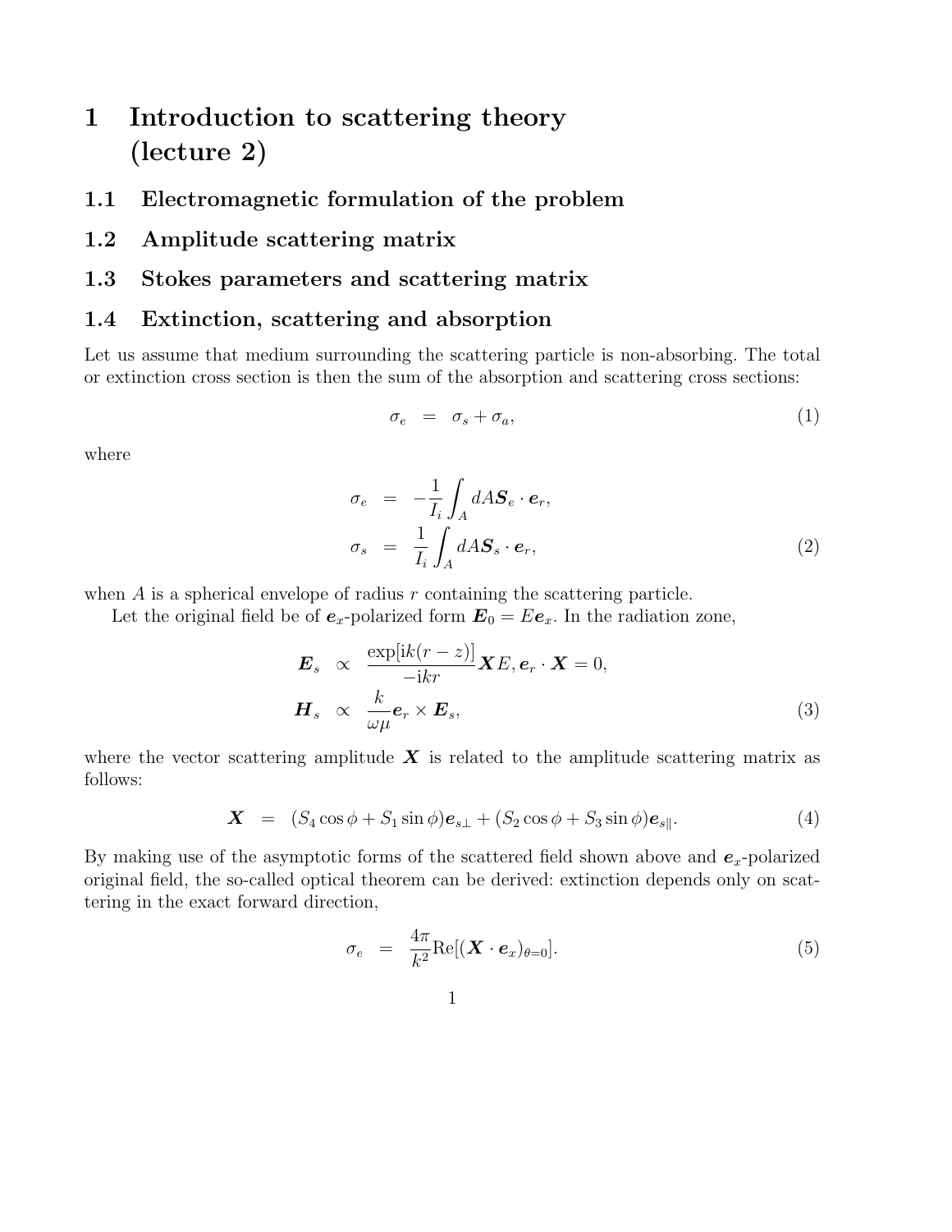# 1 Introduction to scattering theory (lecture 2)

## 1.1 Electromagnetic formulation of the problem

## 1.2 Amplitude scattering matrix

## 1.3 Stokes parameters and scattering matrix

## 1.4 Extinction, scattering and absorption

Let us assume that medium surrounding the scattering particle is non-absorbing. The total or extinction cross section is then the sum of the absorption and scattering cross sections:

$$\sigma_e = \sigma_s + \sigma_a, \tag{1}$$

where

$$\begin{aligned}
\sigma_e &= -\frac{1}{I_i}\int_A dA \boldsymbol{S}_e \cdot \boldsymbol{e}_r, \\
\sigma_s &= \frac{1}{I_i}\int_A dA \boldsymbol{S}_s \cdot \boldsymbol{e}_r,
\end{aligned} \tag{2}$$

when $A$ is a spherical envelope of radius $r$ containing the scattering particle.

Let the original field be of $\boldsymbol{e}_x$-polarized form $\boldsymbol{E}_0 = E\boldsymbol{e}_x$. In the radiation zone,

$$\begin{aligned}
\boldsymbol{E}_s &\propto \frac{\exp[\mathrm{i}k(r-z)]}{-\mathrm{i}kr}\boldsymbol{X}E, \boldsymbol{e}_r \cdot \boldsymbol{X} = 0, \\
\boldsymbol{H}_s &\propto \frac{k}{\omega\mu}\boldsymbol{e}_r \times \boldsymbol{E}_s,
\end{aligned} \tag{3}$$

where the vector scattering amplitude $\boldsymbol{X}$ is related to the amplitude scattering matrix as follows:

$$\boldsymbol{X} = (S_4\cos\phi + S_1\sin\phi)\boldsymbol{e}_{s\perp} + (S_2\cos\phi + S_3\sin\phi)\boldsymbol{e}_{s\parallel}. \tag{4}$$

By making use of the asymptotic forms of the scattered field shown above and $\boldsymbol{e}_x$-polarized original field, the so-called optical theorem can be derived: extinction depends only on scattering in the exact forward direction,

$$\sigma_e = \frac{4\pi}{k^2}\mathrm{Re}[(\boldsymbol{X}\cdot\boldsymbol{e}_x)_{\theta=0}]. \tag{5}$$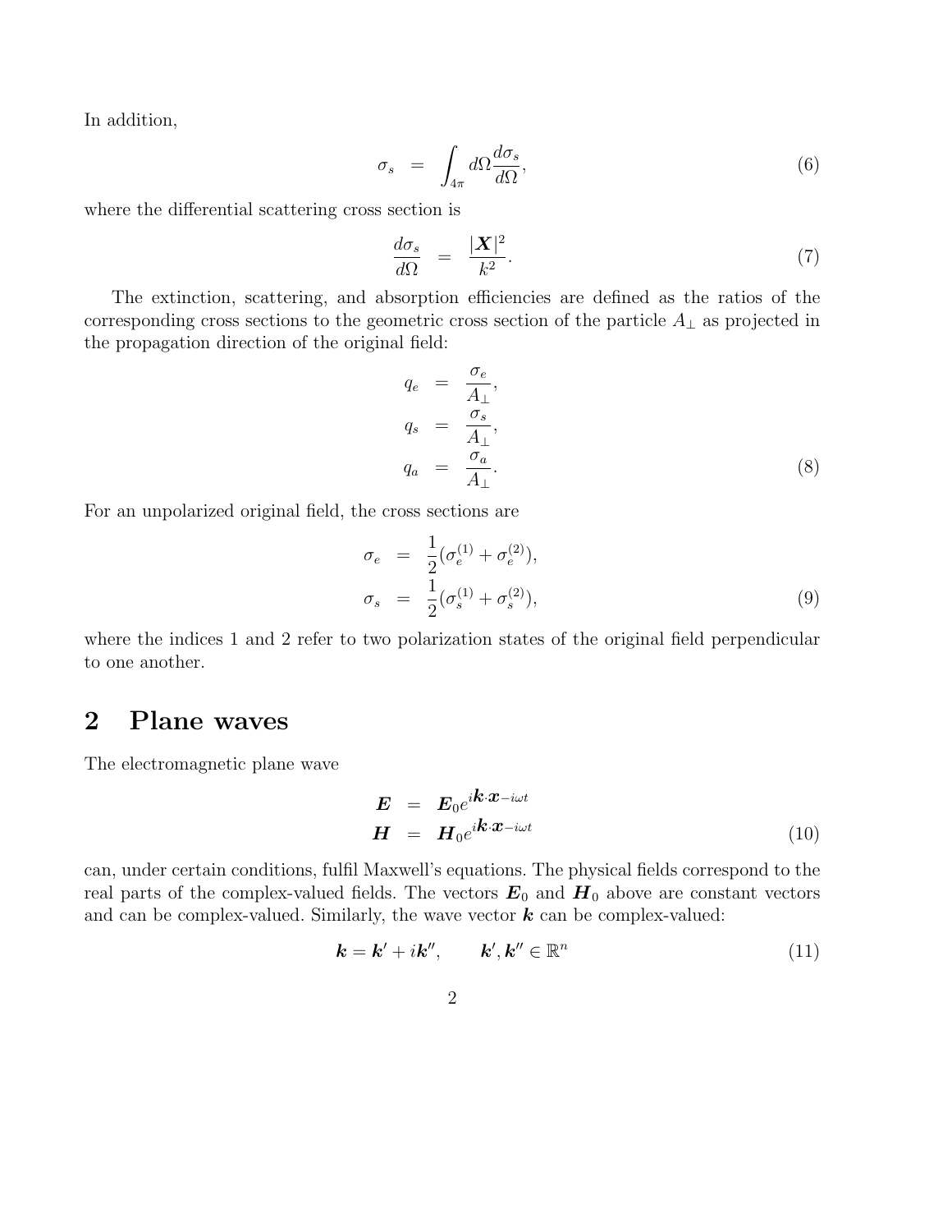In addition,

$$\sigma_s \;=\; \int_{4\pi} d\Omega \frac{d\sigma_s}{d\Omega}, \tag{6}$$

where the differential scattering cross section is

$$\frac{d\sigma_s}{d\Omega} \;=\; \frac{|\boldsymbol{X}|^2}{k^2}. \tag{7}$$

The extinction, scattering, and absorption efficiencies are defined as the ratios of the corresponding cross sections to the geometric cross section of the particle $A_\perp$ as projected in the propagation direction of the original field:

$$\begin{aligned}
q_e &= \frac{\sigma_e}{A_\perp}, \\
q_s &= \frac{\sigma_s}{A_\perp}, \\
q_a &= \frac{\sigma_a}{A_\perp}.
\end{aligned} \tag{8}$$

For an unpolarized original field, the cross sections are

$$\begin{aligned}
\sigma_e &= \frac{1}{2}(\sigma_e^{(1)} + \sigma_e^{(2)}), \\
\sigma_s &= \frac{1}{2}(\sigma_s^{(1)} + \sigma_s^{(2)}),
\end{aligned} \tag{9}$$

where the indices 1 and 2 refer to two polarization states of the original field perpendicular to one another.

## 2 Plane waves

The electromagnetic plane wave

$$\begin{aligned}
\boldsymbol{E} &= \boldsymbol{E}_0 e^{i\boldsymbol{k}\cdot\boldsymbol{x}-i\omega t} \\
\boldsymbol{H} &= \boldsymbol{H}_0 e^{i\boldsymbol{k}\cdot\boldsymbol{x}-i\omega t}
\end{aligned} \tag{10}$$

can, under certain conditions, fulfil Maxwell's equations. The physical fields correspond to the real parts of the complex-valued fields. The vectors $\boldsymbol{E}_0$ and $\boldsymbol{H}_0$ above are constant vectors and can be complex-valued. Similarly, the wave vector $\boldsymbol{k}$ can be complex-valued:

$$\boldsymbol{k} = \boldsymbol{k}' + i\boldsymbol{k}'', \qquad \boldsymbol{k}', \boldsymbol{k}'' \in \mathbb{R}^n \tag{11}$$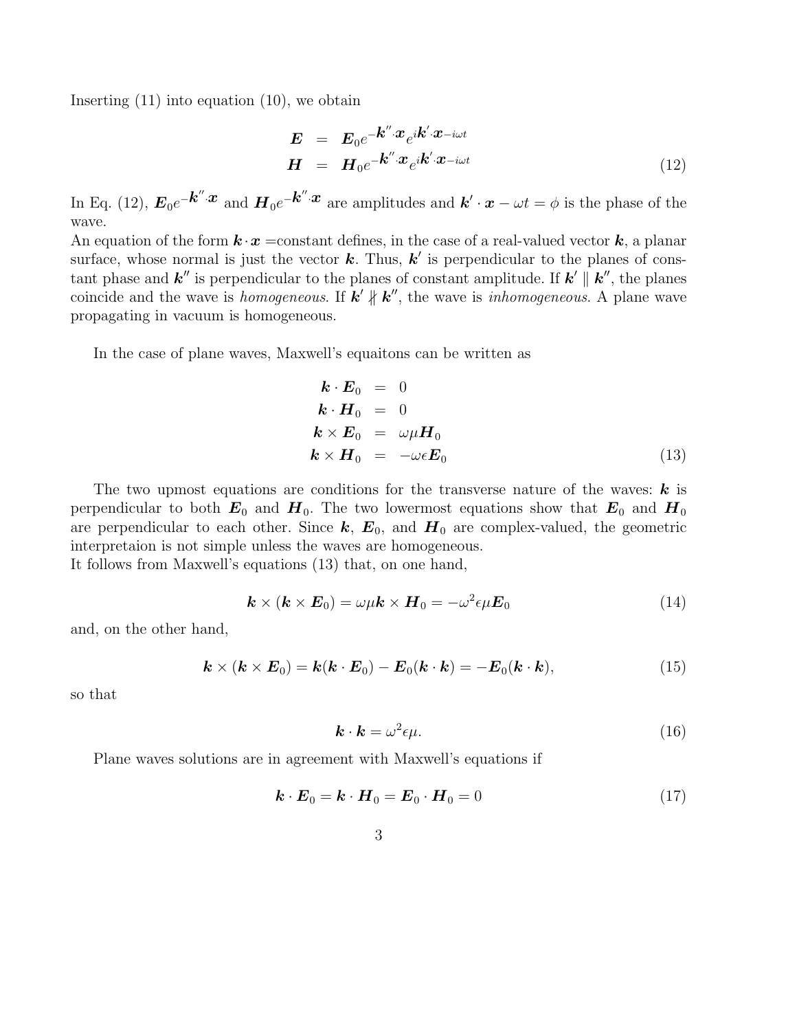Inserting (11) into equation (10), we obtain

$$
\begin{aligned}
\boldsymbol{E} &= \boldsymbol{E}_0 e^{-\boldsymbol{k}'' \cdot \boldsymbol{x}} e^{i\boldsymbol{k}' \cdot \boldsymbol{x} - i\omega t} \\
\boldsymbol{H} &= \boldsymbol{H}_0 e^{-\boldsymbol{k}'' \cdot \boldsymbol{x}} e^{i\boldsymbol{k}' \cdot \boldsymbol{x} - i\omega t}
\end{aligned} \tag{12}
$$

In Eq. (12), $\boldsymbol{E}_0 e^{-\boldsymbol{k}'' \cdot \boldsymbol{x}}$ and $\boldsymbol{H}_0 e^{-\boldsymbol{k}'' \cdot \boldsymbol{x}}$ are amplitudes and $\boldsymbol{k}' \cdot \boldsymbol{x} - \omega t = \phi$ is the phase of the wave.

An equation of the form $\boldsymbol{k} \cdot \boldsymbol{x}$ =constant defines, in the case of a real-valued vector $\boldsymbol{k}$, a planar surface, whose normal is just the vector $\boldsymbol{k}$. Thus, $\boldsymbol{k}'$ is perpendicular to the planes of constant phase and $\boldsymbol{k}''$ is perpendicular to the planes of constant amplitude. If $\boldsymbol{k}' \parallel \boldsymbol{k}''$, the planes coincide and the wave is *homogeneous*. If $\boldsymbol{k}' \nparallel \boldsymbol{k}''$, the wave is *inhomogeneous*. A plane wave propagating in vacuum is homogeneous.

In the case of plane waves, Maxwell's equaitons can be written as

$$
\begin{aligned}
\boldsymbol{k} \cdot \boldsymbol{E}_0 &= 0 \\
\boldsymbol{k} \cdot \boldsymbol{H}_0 &= 0 \\
\boldsymbol{k} \times \boldsymbol{E}_0 &= \omega \mu \boldsymbol{H}_0 \\
\boldsymbol{k} \times \boldsymbol{H}_0 &= -\omega \epsilon \boldsymbol{E}_0
\end{aligned} \tag{13}
$$

The two upmost equations are conditions for the transverse nature of the waves: $\boldsymbol{k}$ is perpendicular to both $\boldsymbol{E}_0$ and $\boldsymbol{H}_0$. The two lowermost equations show that $\boldsymbol{E}_0$ and $\boldsymbol{H}_0$ are perpendicular to each other. Since $\boldsymbol{k}$, $\boldsymbol{E}_0$, and $\boldsymbol{H}_0$ are complex-valued, the geometric interpretaion is not simple unless the waves are homogeneous.

It follows from Maxwell's equations (13) that, on one hand,

$$
\boldsymbol{k} \times (\boldsymbol{k} \times \boldsymbol{E}_0) = \omega \mu \boldsymbol{k} \times \boldsymbol{H}_0 = -\omega^2 \epsilon \mu \boldsymbol{E}_0 \tag{14}
$$

and, on the other hand,

$$
\boldsymbol{k} \times (\boldsymbol{k} \times \boldsymbol{E}_0) = \boldsymbol{k}(\boldsymbol{k} \cdot \boldsymbol{E}_0) - \boldsymbol{E}_0(\boldsymbol{k} \cdot \boldsymbol{k}) = -\boldsymbol{E}_0(\boldsymbol{k} \cdot \boldsymbol{k}), \tag{15}
$$

so that

$$
\boldsymbol{k} \cdot \boldsymbol{k} = \omega^2 \epsilon \mu. \tag{16}
$$

Plane waves solutions are in agreement with Maxwell's equations if

$$
\boldsymbol{k} \cdot \boldsymbol{E}_0 = \boldsymbol{k} \cdot \boldsymbol{H}_0 = \boldsymbol{E}_0 \cdot \boldsymbol{H}_0 = 0 \tag{17}
$$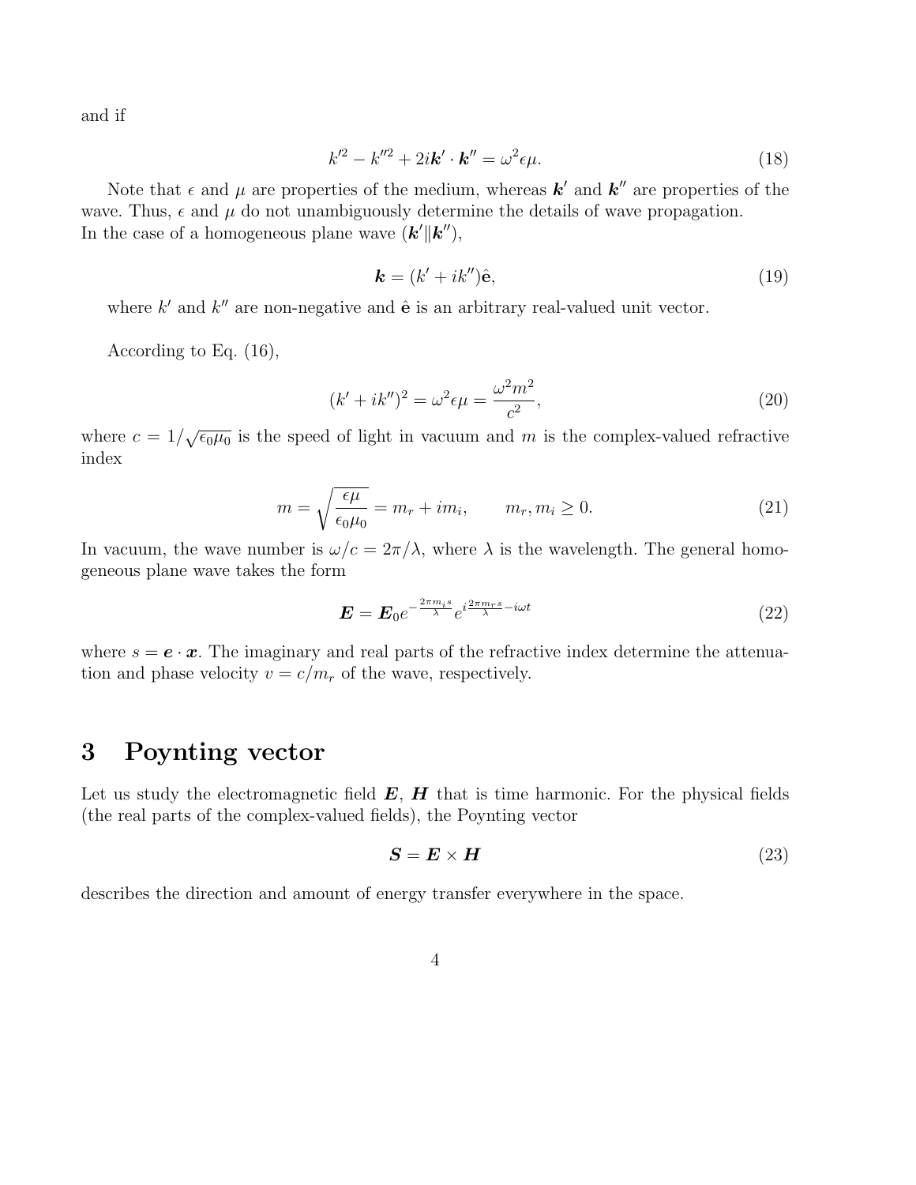and if

$$k'^2 - k''^2 + 2i\boldsymbol{k}' \cdot \boldsymbol{k}'' = \omega^2 \epsilon \mu. \tag{18}$$

Note that $\epsilon$ and $\mu$ are properties of the medium, whereas $\boldsymbol{k}'$ and $\boldsymbol{k}''$ are properties of the wave. Thus, $\epsilon$ and $\mu$ do not unambiguously determine the details of wave propagation.
In the case of a homogeneous plane wave ($\boldsymbol{k}' \| \boldsymbol{k}''$),

$$\boldsymbol{k} = (k' + ik'')\hat{\mathbf{e}}, \tag{19}$$

where $k'$ and $k''$ are non-negative and $\hat{\mathbf{e}}$ is an arbitrary real-valued unit vector.

According to Eq. (16),

$$(k' + ik'')^2 = \omega^2 \epsilon \mu = \frac{\omega^2 m^2}{c^2}, \tag{20}$$

where $c = 1/\sqrt{\epsilon_0 \mu_0}$ is the speed of light in vacuum and $m$ is the complex-valued refractive index

$$m = \sqrt{\frac{\epsilon \mu}{\epsilon_0 \mu_0}} = m_r + i m_i, \qquad m_r, m_i \geq 0. \tag{21}$$

In vacuum, the wave number is $\omega/c = 2\pi/\lambda$, where $\lambda$ is the wavelength. The general homogeneous plane wave takes the form

$$\boldsymbol{E} = \boldsymbol{E}_0 e^{-\frac{2\pi m_i s}{\lambda}} e^{i\frac{2\pi m_r s}{\lambda} - i\omega t} \tag{22}$$

where $s = \boldsymbol{e} \cdot \boldsymbol{x}$. The imaginary and real parts of the refractive index determine the attenuation and phase velocity $v = c/m_r$ of the wave, respectively.

# 3 Poynting vector

Let us study the electromagnetic field $\boldsymbol{E}$, $\boldsymbol{H}$ that is time harmonic. For the physical fields (the real parts of the complex-valued fields), the Poynting vector

$$\boldsymbol{S} = \boldsymbol{E} \times \boldsymbol{H} \tag{23}$$

describes the direction and amount of energy transfer everywhere in the space.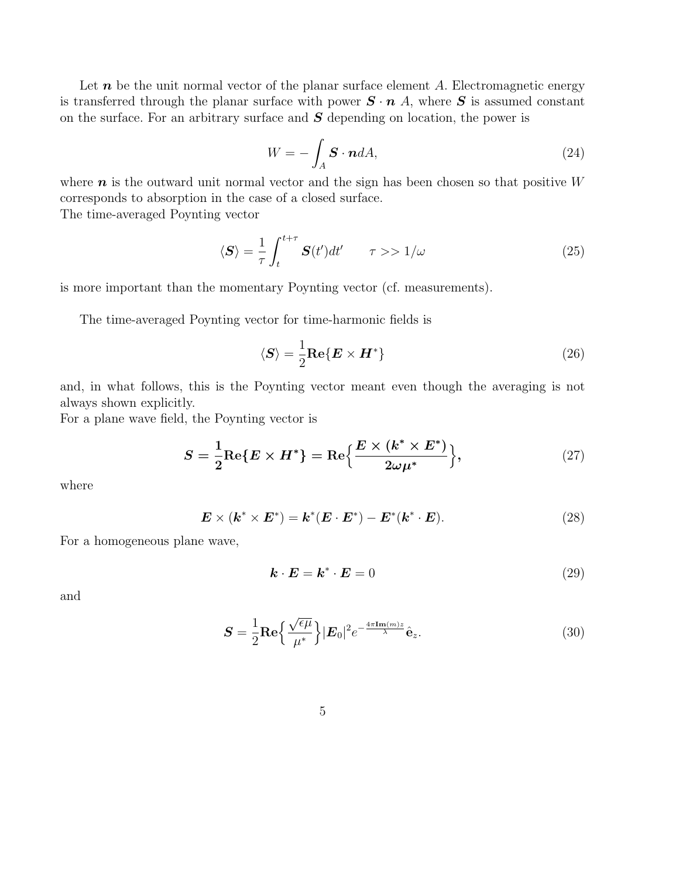Let $\boldsymbol{n}$ be the unit normal vector of the planar surface element $A$. Electromagnetic energy is transferred through the planar surface with power $\boldsymbol{S} \cdot \boldsymbol{n}\ A$, where $\boldsymbol{S}$ is assumed constant on the surface. For an arbitrary surface and $\boldsymbol{S}$ depending on location, the power is

$$W = -\int_A \boldsymbol{S} \cdot \boldsymbol{n} dA, \tag{24}$$

where $\boldsymbol{n}$ is the outward unit normal vector and the sign has been chosen so that positive $W$ corresponds to absorption in the case of a closed surface.
The time-averaged Poynting vector

$$\langle \boldsymbol{S} \rangle = \frac{1}{\tau} \int_t^{t+\tau} \boldsymbol{S}(t')dt' \qquad \tau >> 1/\omega \tag{25}$$

is more important than the momentary Poynting vector (cf. measurements).

The time-averaged Poynting vector for time-harmonic fields is

$$\langle \boldsymbol{S} \rangle = \frac{1}{2} \mathbf{Re}\{\boldsymbol{E} \times \boldsymbol{H}^*\} \tag{26}$$

and, in what follows, this is the Poynting vector meant even though the averaging is not always shown explicitly.
For a plane wave field, the Poynting vector is

$$\boldsymbol{S} = \frac{\mathbf{1}}{\mathbf{2}} \mathbf{Re}\{\boldsymbol{E} \times \boldsymbol{H}^*\} = \mathbf{Re}\Big\{\frac{\boldsymbol{E} \times (\boldsymbol{k}^* \times \boldsymbol{E}^*)}{\boldsymbol{2\omega\mu^*}}\Big\}, \tag{27}$$

where

$$\boldsymbol{E} \times (\boldsymbol{k}^* \times \boldsymbol{E}^*) = \boldsymbol{k}^*(\boldsymbol{E} \cdot \boldsymbol{E}^*) - \boldsymbol{E}^*(\boldsymbol{k}^* \cdot \boldsymbol{E}). \tag{28}$$

For a homogeneous plane wave,

$$\boldsymbol{k} \cdot \boldsymbol{E} = \boldsymbol{k}^* \cdot \boldsymbol{E} = 0 \tag{29}$$

and

$$\boldsymbol{S} = \frac{1}{2} \mathbf{Re}\Big\{\frac{\sqrt{\epsilon\mu}}{\mu^*}\Big\} |\boldsymbol{E}_0|^2 e^{-\frac{4\pi \mathbf{Im}(m) z}{\lambda}} \hat{\mathbf{e}}_z. \tag{30}$$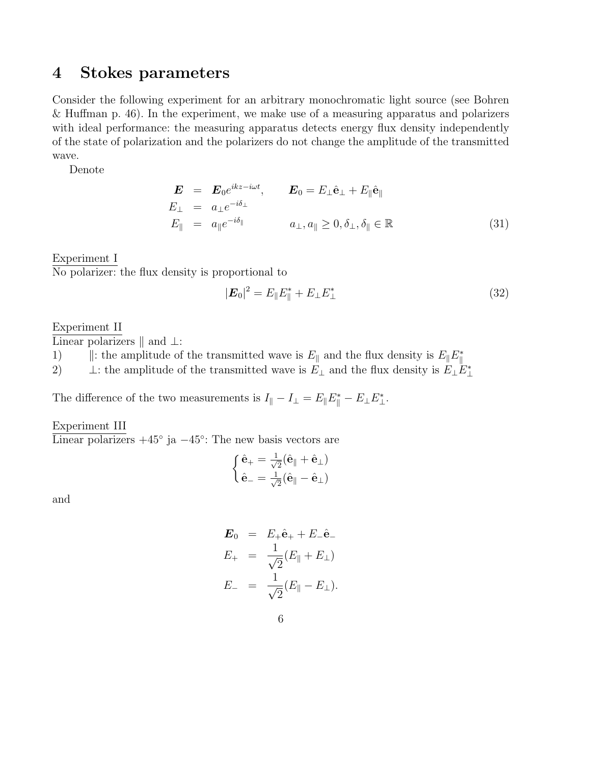## 4 Stokes parameters

Consider the following experiment for an arbitrary monochromatic light source (see Bohren & Huffman p. 46). In the experiment, we make use of a measuring apparatus and polarizers with ideal performance: the measuring apparatus detects energy flux density independently of the state of polarization and the polarizers do not change the amplitude of the transmitted wave.

Denote

$$\begin{aligned}
\boldsymbol{E} &= \boldsymbol{E}_0 e^{ikz-i\omega t}, \qquad \boldsymbol{E}_0 = E_\perp \hat{\mathbf{e}}_\perp + E_\parallel \hat{\mathbf{e}}_\parallel \\
E_\perp &= a_\perp e^{-i\delta_\perp} \\
E_\parallel &= a_\parallel e^{-i\delta_\parallel} \qquad a_\perp, a_\parallel \geq 0, \delta_\perp, \delta_\parallel \in \mathbb{R}
\end{aligned} \tag{31}$$

<u>Experiment I</u>
No polarizer: the flux density is proportional to

$$|\boldsymbol{E}_0|^2 = E_\parallel E_\parallel^* + E_\perp E_\perp^* \tag{32}$$

<u>Experiment II</u>
Linear polarizers $\parallel$ and $\perp$:

1) $\parallel$: the amplitude of the transmitted wave is $E_\parallel$ and the flux density is $E_\parallel E_\parallel^*$
2) $\perp$: the amplitude of the transmitted wave is $E_\perp$ and the flux density is $E_\perp E_\perp^*$

The difference of the two measurements is $I_\parallel - I_\perp = E_\parallel E_\parallel^* - E_\perp E_\perp^*$.

<u>Experiment III</u>
Linear polarizers $+45^\circ$ ja $-45^\circ$: The new basis vectors are

$$\begin{cases} \hat{\mathbf{e}}_+ = \frac{1}{\sqrt{2}}(\hat{\mathbf{e}}_\parallel + \hat{\mathbf{e}}_\perp) \\ \hat{\mathbf{e}}_- = \frac{1}{\sqrt{2}}(\hat{\mathbf{e}}_\parallel - \hat{\mathbf{e}}_\perp) \end{cases}$$

and

$$\begin{aligned}
\boldsymbol{E}_0 &= E_+ \hat{\mathbf{e}}_+ + E_- \hat{\mathbf{e}}_- \\
E_+ &= \frac{1}{\sqrt{2}}(E_\parallel + E_\perp) \\
E_- &= \frac{1}{\sqrt{2}}(E_\parallel - E_\perp).
\end{aligned}$$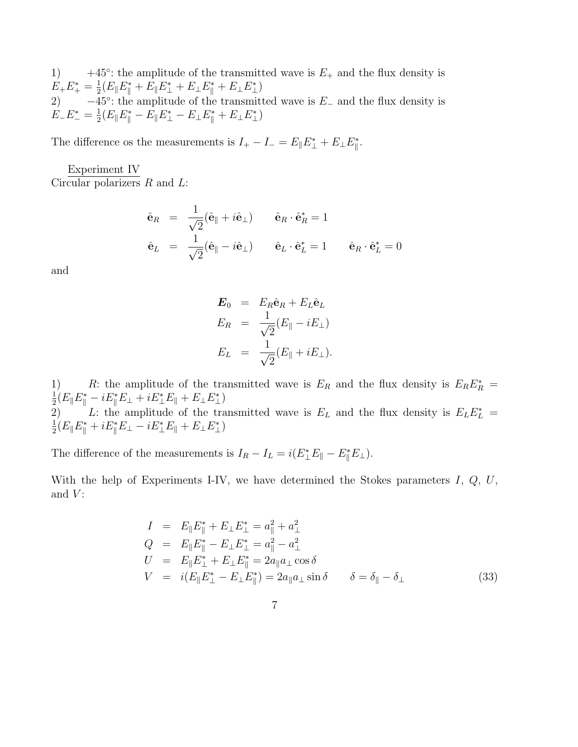1) $+45°$: the amplitude of the transmitted wave is $E_+$ and the flux density is $E_+E_+^* = \frac{1}{2}(E_\parallel E_\parallel^* + E_\parallel E_\perp^* + E_\perp E_\parallel^* + E_\perp E_\perp^*)$
2) $-45°$: the amplitude of the transmitted wave is $E_-$ and the flux density is $E_-E_-^* = \frac{1}{2}(E_\parallel E_\parallel^* - E_\parallel E_\perp^* - E_\perp E_\parallel^* + E_\perp E_\perp^*)$

The difference os the measurements is $I_+ - I_- = E_\parallel E_\perp^* + E_\perp E_\parallel^*$.

Experiment IV

Circular polarizers $R$ and $L$:

$$
\begin{aligned}
\hat{\mathbf{e}}_R &= \frac{1}{\sqrt{2}}(\hat{\mathbf{e}}_\parallel + i\hat{\mathbf{e}}_\perp) \qquad \hat{\mathbf{e}}_R \cdot \hat{\mathbf{e}}_R^* = 1 \\
\hat{\mathbf{e}}_L &= \frac{1}{\sqrt{2}}(\hat{\mathbf{e}}_\parallel - i\hat{\mathbf{e}}_\perp) \qquad \hat{\mathbf{e}}_L \cdot \hat{\mathbf{e}}_L^* = 1 \qquad \hat{\mathbf{e}}_R \cdot \hat{\mathbf{e}}_L^* = 0
\end{aligned}
$$

and

$$
\begin{aligned}
\boldsymbol{E}_0 &= E_R \hat{\mathbf{e}}_R + E_L \hat{\mathbf{e}}_L \\
E_R &= \frac{1}{\sqrt{2}}(E_\parallel - iE_\perp) \\
E_L &= \frac{1}{\sqrt{2}}(E_\parallel + iE_\perp).
\end{aligned}
$$

1) $R$: the amplitude of the transmitted wave is $E_R$ and the flux density is $E_R E_R^* = \frac{1}{2}(E_\parallel E_\parallel^* - iE_\parallel^* E_\perp + iE_\perp^* E_\parallel + E_\perp E_\perp^*)$
2) $L$: the amplitude of the transmitted wave is $E_L$ and the flux density is $E_L E_L^* = \frac{1}{2}(E_\parallel E_\parallel^* + iE_\parallel^* E_\perp - iE_\perp^* E_\parallel + E_\perp E_\perp^*)$

The difference of the measurements is $I_R - I_L = i(E_\perp^* E_\parallel - E_\parallel^* E_\perp)$.

With the help of Experiments I-IV, we have determined the Stokes parameters $I$, $Q$, $U$, and $V$:

$$
\begin{aligned}
I &= E_\parallel E_\parallel^* + E_\perp E_\perp^* = a_\parallel^2 + a_\perp^2 \\
Q &= E_\parallel E_\parallel^* - E_\perp E_\perp^* = a_\parallel^2 - a_\perp^2 \\
U &= E_\parallel E_\perp^* + E_\perp E_\parallel^* = 2a_\parallel a_\perp \cos\delta \\
V &= i(E_\parallel E_\perp^* - E_\perp E_\parallel^*) = 2a_\parallel a_\perp \sin\delta \qquad \delta = \delta_\parallel - \delta_\perp
\end{aligned}
\tag{33}
$$